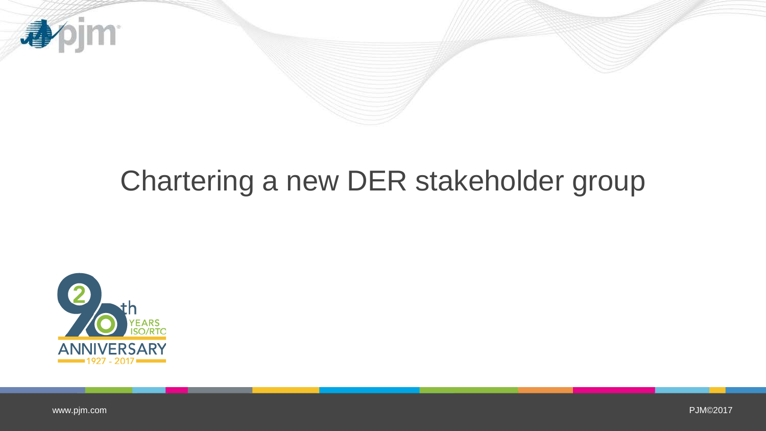# Chartering a new DER stakeholder group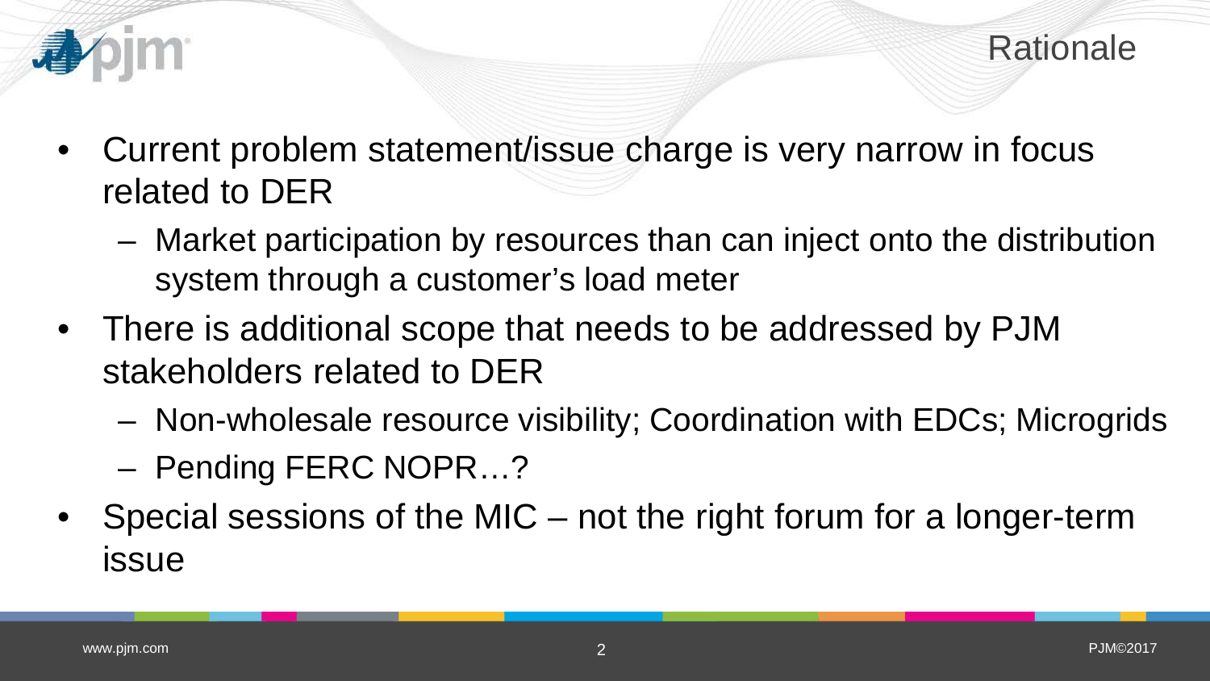## Rationale

- Current problem statement/issue charge is very narrow in focus related to DER
  - Market participation by resources than can inject onto the distribution system through a customer's load meter
- There is additional scope that needs to be addressed by PJM stakeholders related to DER
  - Non-wholesale resource visibility; Coordination with EDCs; Microgrids
  - Pending FERC NOPR…?
- Special sessions of the MIC – not the right forum for a longer-term issue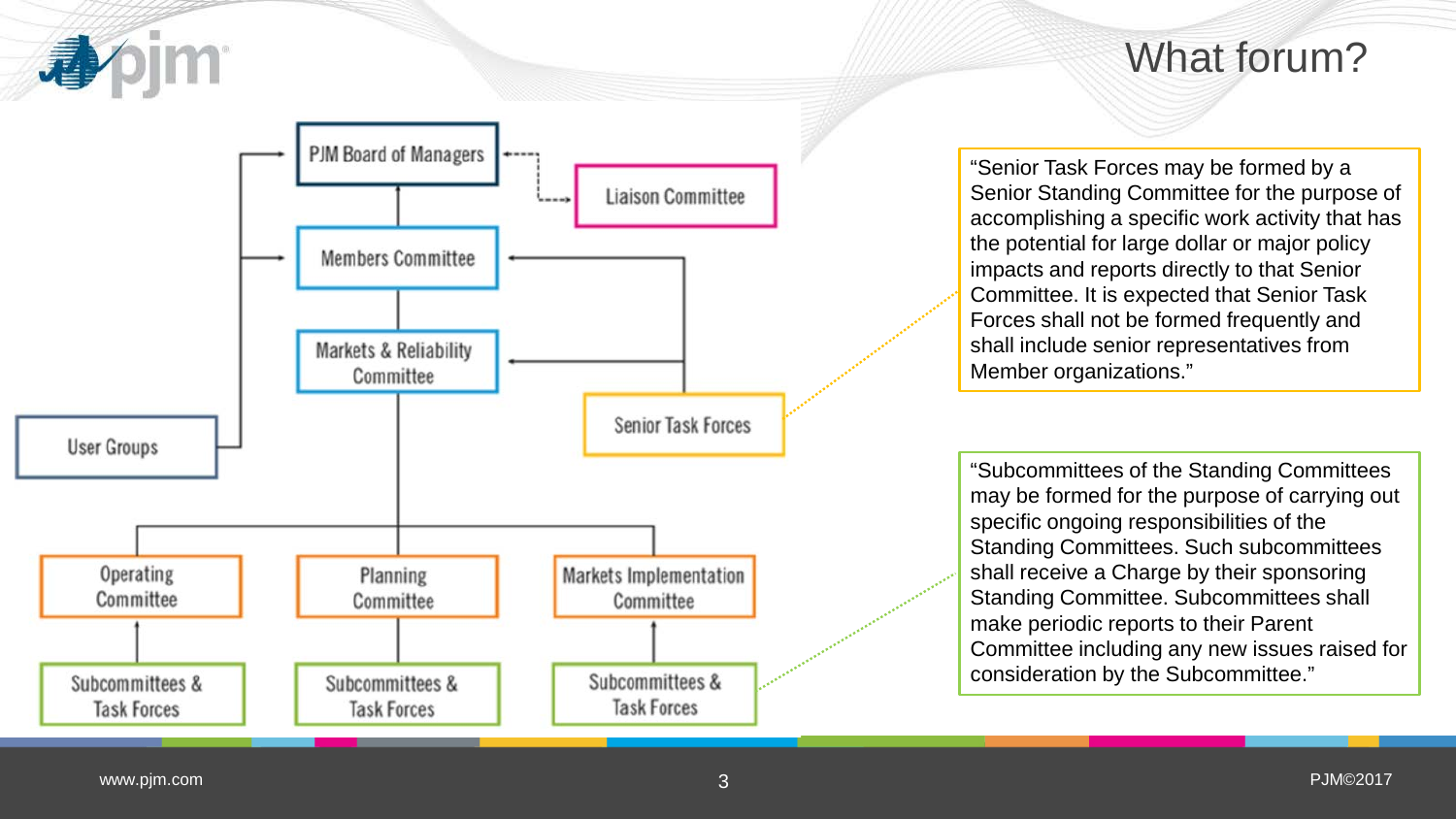# What forum?

- PJM Board of Managers
- Liaison Committee
- Members Committee
- Markets & Reliability Committee
- Senior Task Forces
- User Groups
- Operating Committee
- Planning Committee
- Markets Implementation Committee
- Subcommittees & Task Forces
- Subcommittees & Task Forces
- Subcommittees & Task Forces

"Senior Task Forces may be formed by a Senior Standing Committee for the purpose of accomplishing a specific work activity that has the potential for large dollar or major policy impacts and reports directly to that Senior Committee. It is expected that Senior Task Forces shall not be formed frequently and shall include senior representatives from Member organizations."

"Subcommittees of the Standing Committees may be formed for the purpose of carrying out specific ongoing responsibilities of the Standing Committees. Such subcommittees shall receive a Charge by their sponsoring Standing Committee. Subcommittees shall make periodic reports to their Parent Committee including any new issues raised for consideration by the Subcommittee."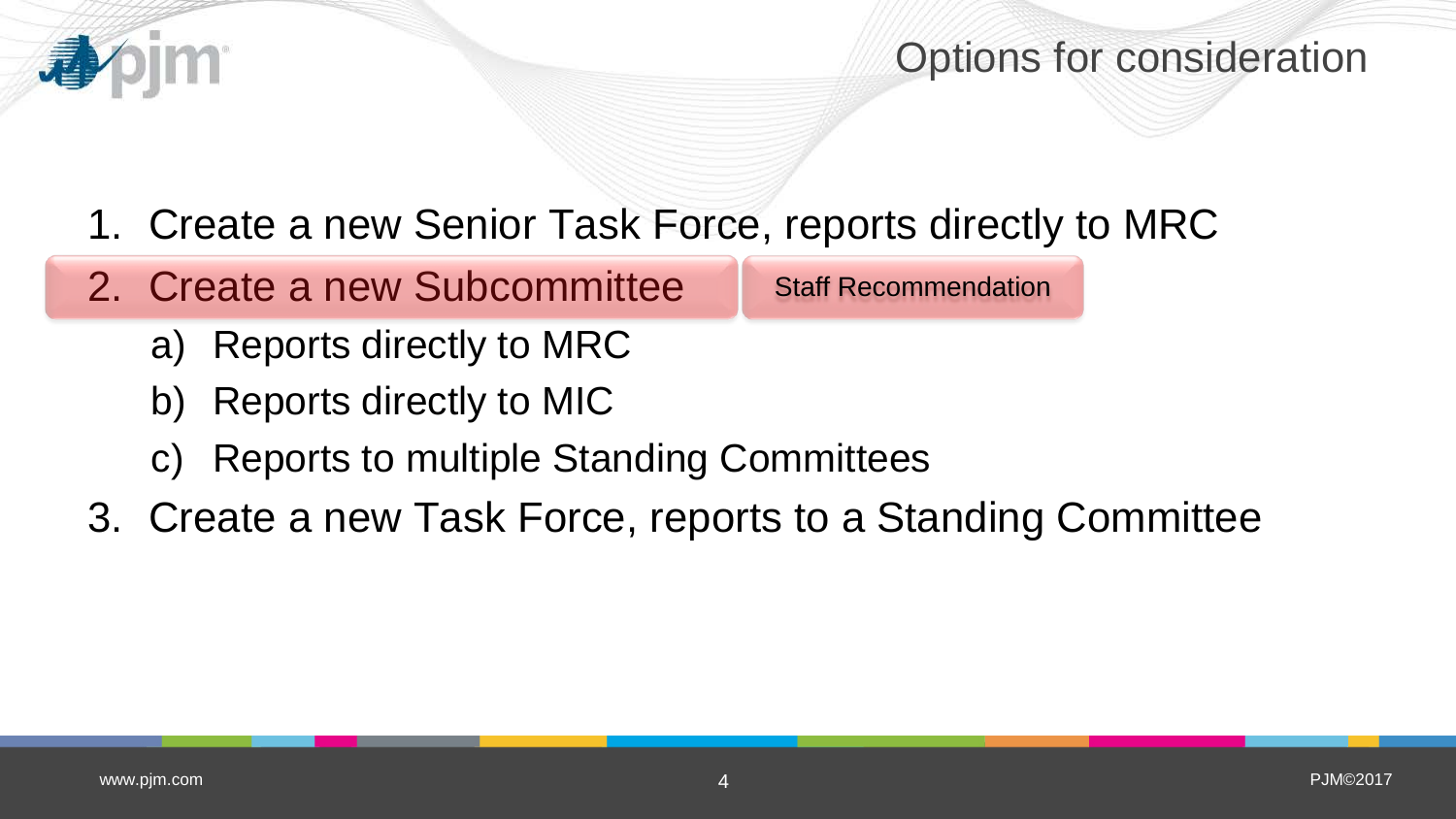# Options for consideration

1. Create a new Senior Task Force, reports directly to MRC
2. Create a new Subcommittee **Staff Recommendation**
   a) Reports directly to MRC
   b) Reports directly to MIC
   c) Reports to multiple Standing Committees
3. Create a new Task Force, reports to a Standing Committee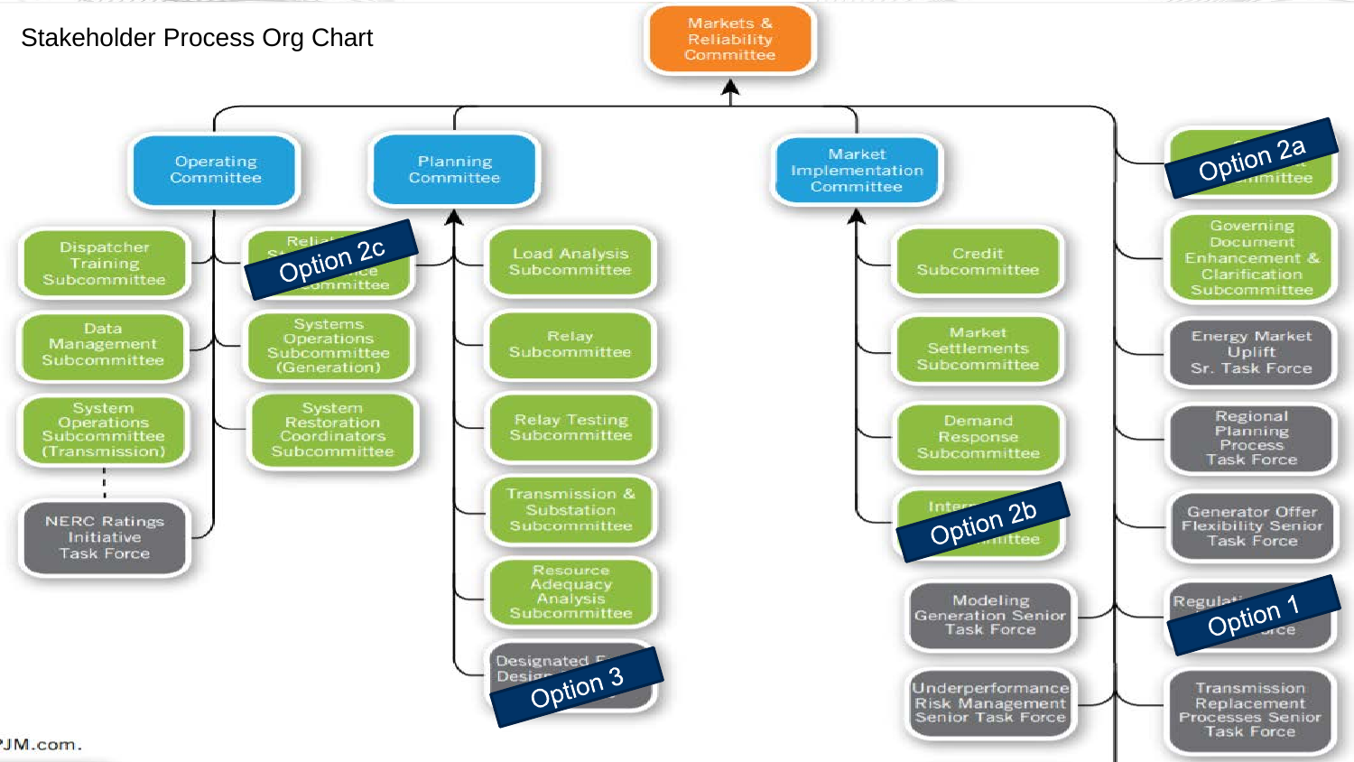# Stakeholder Process Org Chart

Markets & Reliability Committee

Operating Committee

Planning Committee

Market Implementation Committee

Option 2a

Dispatcher Training Subcommittee

Relia... Option 2c ...mmittee

Load Analysis Subcommittee

Credit Subcommittee

Governing Document Enhancement & Clarification Subcommittee

Data Management Subcommittee

Systems Operations Subcommittee (Generation)

Relay Subcommittee

Market Settlements Subcommittee

Energy Market Uplift Sr. Task Force

System Operations Subcommittee (Transmission)

System Restoration Coordinators Subcommittee

Relay Testing Subcommittee

Demand Response Subcommittee

Regional Planning Process Task Force

NERC Ratings Initiative Task Force

Transmission & Substation Subcommittee

Inter... Option 2b ...mittee

Generator Offer Flexibility Senior Task Force

Resource Adequacy Analysis Subcommittee

Modeling Generation Senior Task Force

Regulat... Option 1 ...orce

Designated E... Desig... Option 3

Underperformance Risk Management Senior Task Force

Transmission Replacement Processes Senior Task Force

PJM.com